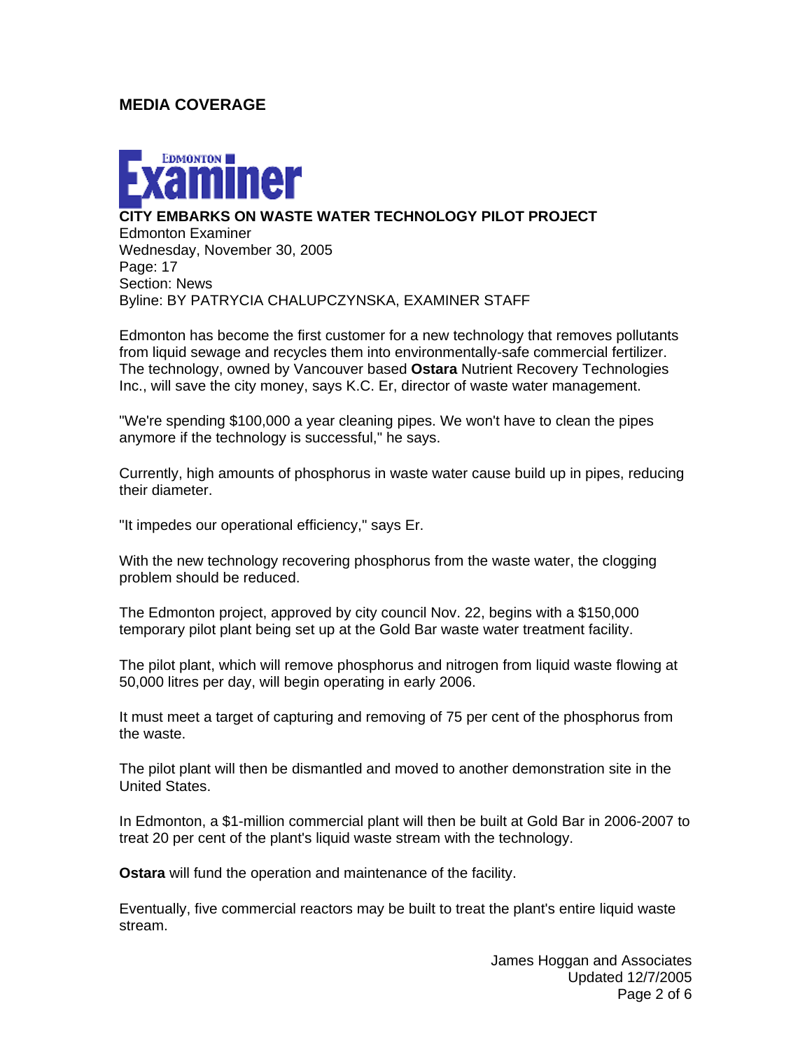## MEDIA COVERAGE

EDMONTON Examiner

**CITY EMBARKS ON WASTE WATER TECHNOLOGY PILOT PROJECT**
Edmonton Examiner
Wednesday, November 30, 2005
Page: 17
Section: News
Byline: BY PATRYCIA CHALUPCZYNSKA, EXAMINER STAFF

Edmonton has become the first customer for a new technology that removes pollutants from liquid sewage and recycles them into environmentally-safe commercial fertilizer. The technology, owned by Vancouver based **Ostara** Nutrient Recovery Technologies Inc., will save the city money, says K.C. Er, director of waste water management.

"We're spending $100,000 a year cleaning pipes. We won't have to clean the pipes anymore if the technology is successful," he says.

Currently, high amounts of phosphorus in waste water cause build up in pipes, reducing their diameter.

"It impedes our operational efficiency," says Er.

With the new technology recovering phosphorus from the waste water, the clogging problem should be reduced.

The Edmonton project, approved by city council Nov. 22, begins with a $150,000 temporary pilot plant being set up at the Gold Bar waste water treatment facility.

The pilot plant, which will remove phosphorus and nitrogen from liquid waste flowing at 50,000 litres per day, will begin operating in early 2006.

It must meet a target of capturing and removing of 75 per cent of the phosphorus from the waste.

The pilot plant will then be dismantled and moved to another demonstration site in the United States.

In Edmonton, a $1-million commercial plant will then be built at Gold Bar in 2006-2007 to treat 20 per cent of the plant's liquid waste stream with the technology.

**Ostara** will fund the operation and maintenance of the facility.

Eventually, five commercial reactors may be built to treat the plant's entire liquid waste stream.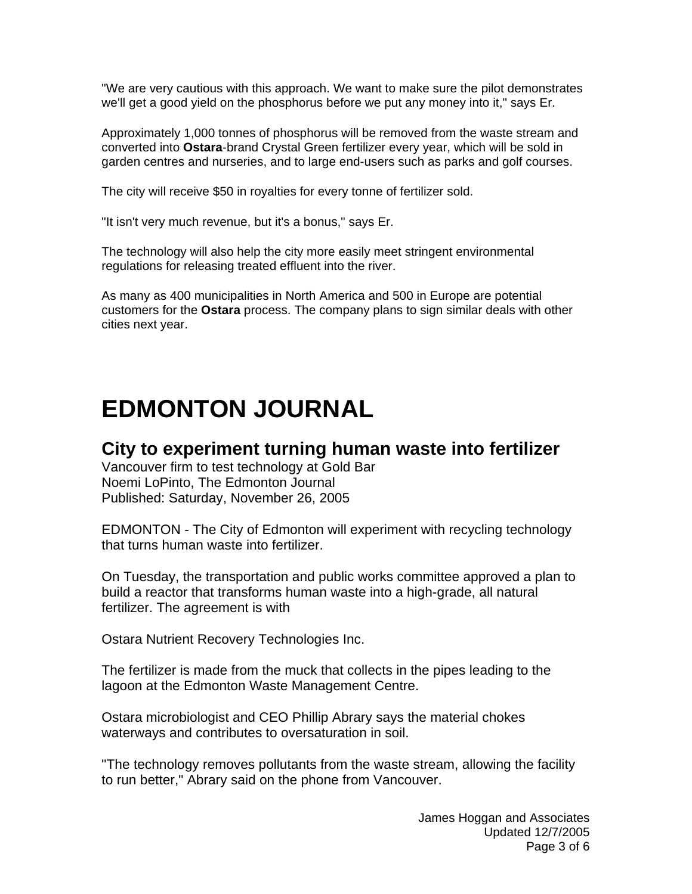"We are very cautious with this approach. We want to make sure the pilot demonstrates we'll get a good yield on the phosphorus before we put any money into it," says Er.

Approximately 1,000 tonnes of phosphorus will be removed from the waste stream and converted into **Ostara**-brand Crystal Green fertilizer every year, which will be sold in garden centres and nurseries, and to large end-users such as parks and golf courses.

The city will receive $50 in royalties for every tonne of fertilizer sold.

"It isn't very much revenue, but it's a bonus," says Er.

The technology will also help the city more easily meet stringent environmental regulations for releasing treated effluent into the river.

As many as 400 municipalities in North America and 500 in Europe are potential customers for the **Ostara** process. The company plans to sign similar deals with other cities next year.

# EDMONTON JOURNAL

## City to experiment turning human waste into fertilizer

Vancouver firm to test technology at Gold Bar
Noemi LoPinto, The Edmonton Journal
Published: Saturday, November 26, 2005

EDMONTON - The City of Edmonton will experiment with recycling technology that turns human waste into fertilizer.

On Tuesday, the transportation and public works committee approved a plan to build a reactor that transforms human waste into a high-grade, all natural fertilizer. The agreement is with

Ostara Nutrient Recovery Technologies Inc.

The fertilizer is made from the muck that collects in the pipes leading to the lagoon at the Edmonton Waste Management Centre.

Ostara microbiologist and CEO Phillip Abrary says the material chokes waterways and contributes to oversaturation in soil.

"The technology removes pollutants from the waste stream, allowing the facility to run better," Abrary said on the phone from Vancouver.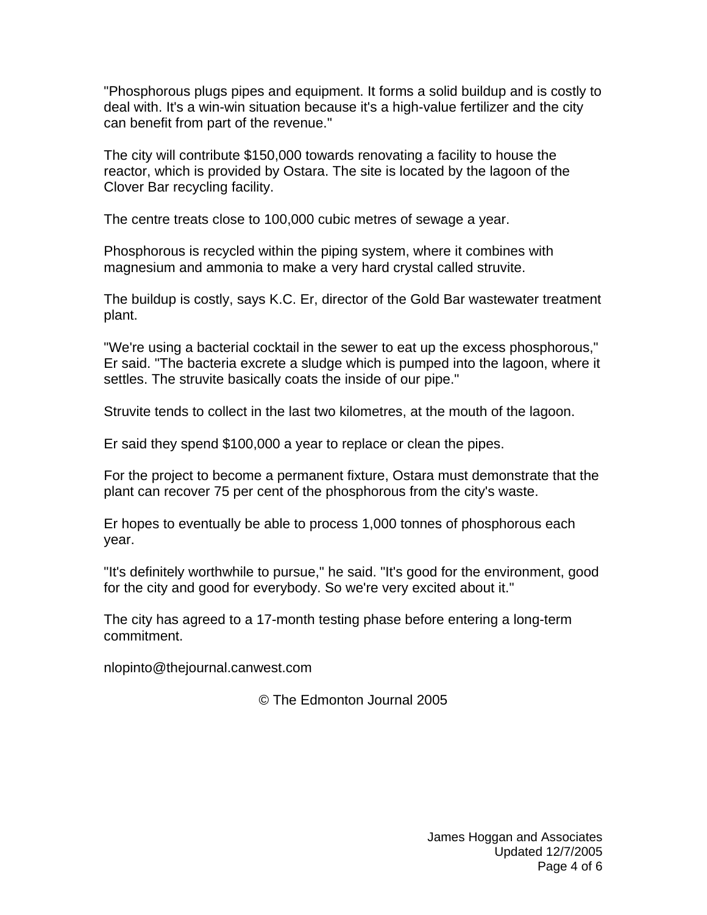"Phosphorous plugs pipes and equipment. It forms a solid buildup and is costly to deal with. It's a win-win situation because it's a high-value fertilizer and the city can benefit from part of the revenue."

The city will contribute $150,000 towards renovating a facility to house the reactor, which is provided by Ostara. The site is located by the lagoon of the Clover Bar recycling facility.

The centre treats close to 100,000 cubic metres of sewage a year.

Phosphorous is recycled within the piping system, where it combines with magnesium and ammonia to make a very hard crystal called struvite.

The buildup is costly, says K.C. Er, director of the Gold Bar wastewater treatment plant.

"We're using a bacterial cocktail in the sewer to eat up the excess phosphorous," Er said. "The bacteria excrete a sludge which is pumped into the lagoon, where it settles. The struvite basically coats the inside of our pipe."

Struvite tends to collect in the last two kilometres, at the mouth of the lagoon.

Er said they spend $100,000 a year to replace or clean the pipes.

For the project to become a permanent fixture, Ostara must demonstrate that the plant can recover 75 per cent of the phosphorous from the city's waste.

Er hopes to eventually be able to process 1,000 tonnes of phosphorous each year.

"It's definitely worthwhile to pursue," he said. "It's good for the environment, good for the city and good for everybody. So we're very excited about it."

The city has agreed to a 17-month testing phase before entering a long-term commitment.

nlopinto@thejournal.canwest.com

© The Edmonton Journal 2005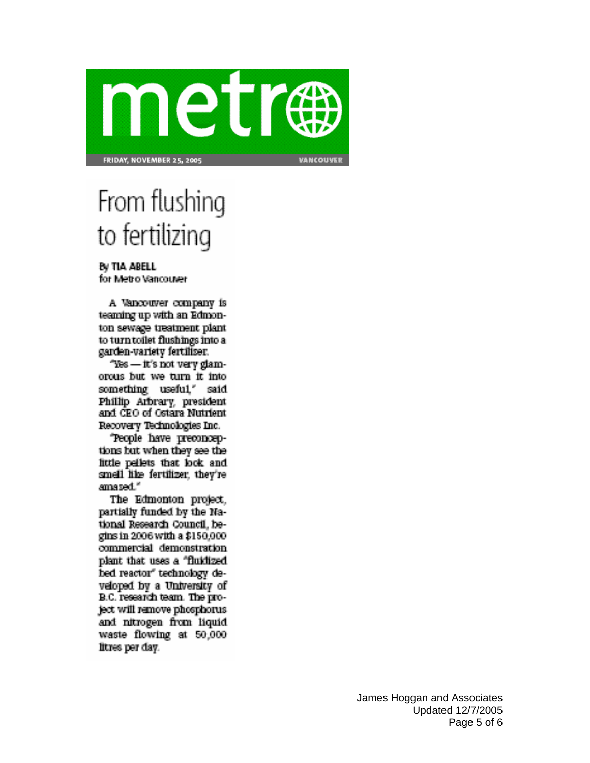metro

FRIDAY, NOVEMBER 25, 2005 VANCOUVER

# From flushing to fertilizing

By TIA ABELL
for Metro Vancouver

A Vancouver company is teaming up with an Edmonton sewage treatment plant to turn toilet flushings into a garden-variety fertiliser.

"Yes — it's not very glamorous but we turn it into something useful," said Phillip Arbrary, president and CEO of Ostara Nutrient Recovery Technologies Inc.

"People have preconceptions but when they see the little pellets that look and smell like fertilizer, they're amazed."

The Edmonton project, partially funded by the National Research Council, begins in 2006 with a $150,000 commercial demonstration plant that uses a "fluidized bed reactor" technology developed by a University of B.C. research team. The project will remove phosphorus and nitrogen from liquid waste flowing at 50,000 litres per day.

James Hoggan and Associates
Updated 12/7/2005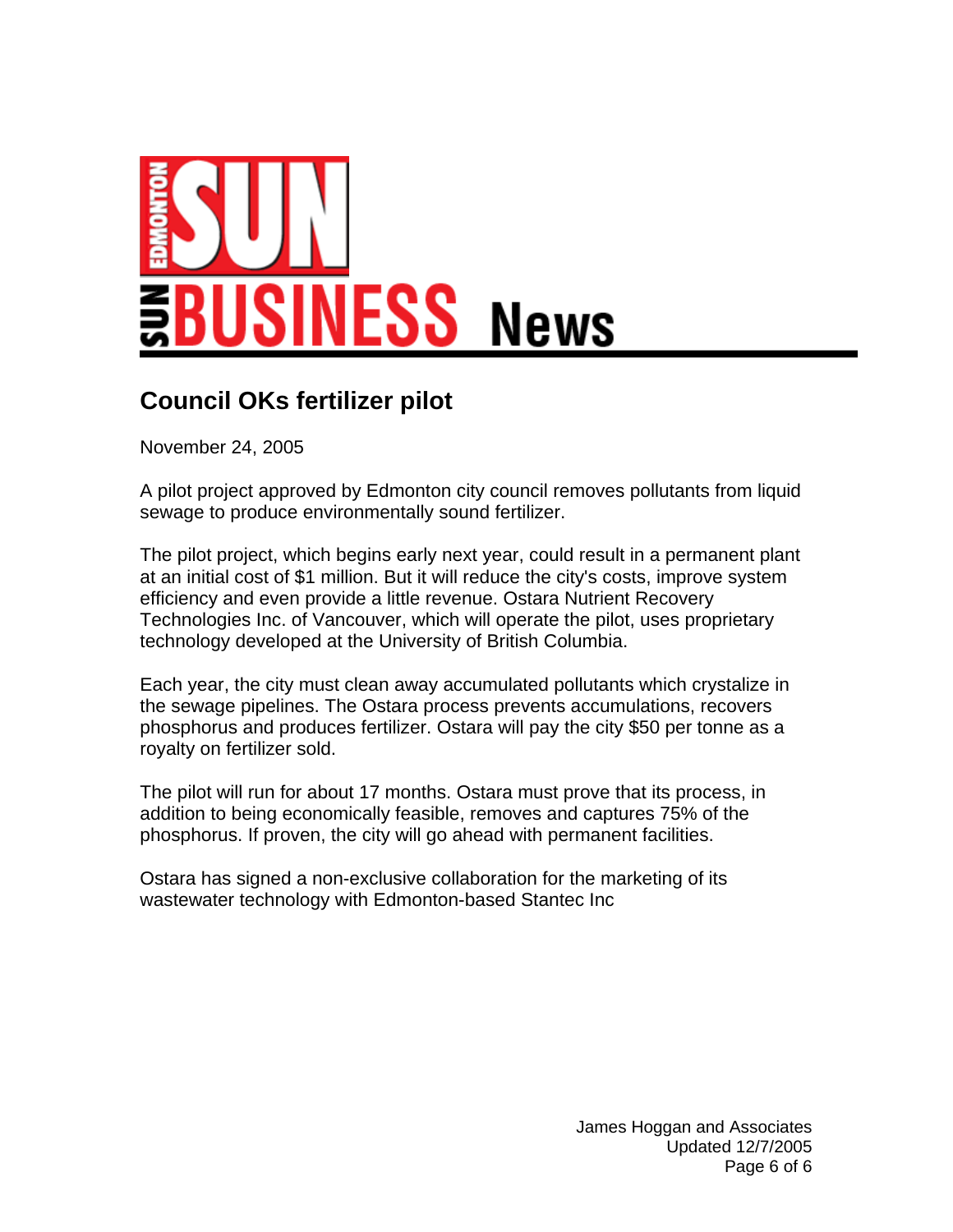EDMONTON SUN

SUN BUSINESS News

## Council OKs fertilizer pilot

November 24, 2005

A pilot project approved by Edmonton city council removes pollutants from liquid sewage to produce environmentally sound fertilizer.

The pilot project, which begins early next year, could result in a permanent plant at an initial cost of $1 million. But it will reduce the city's costs, improve system efficiency and even provide a little revenue. Ostara Nutrient Recovery Technologies Inc. of Vancouver, which will operate the pilot, uses proprietary technology developed at the University of British Columbia.

Each year, the city must clean away accumulated pollutants which crystalize in the sewage pipelines. The Ostara process prevents accumulations, recovers phosphorus and produces fertilizer. Ostara will pay the city $50 per tonne as a royalty on fertilizer sold.

The pilot will run for about 17 months. Ostara must prove that its process, in addition to being economically feasible, removes and captures 75% of the phosphorus. If proven, the city will go ahead with permanent facilities.

Ostara has signed a non-exclusive collaboration for the marketing of its wastewater technology with Edmonton-based Stantec Inc